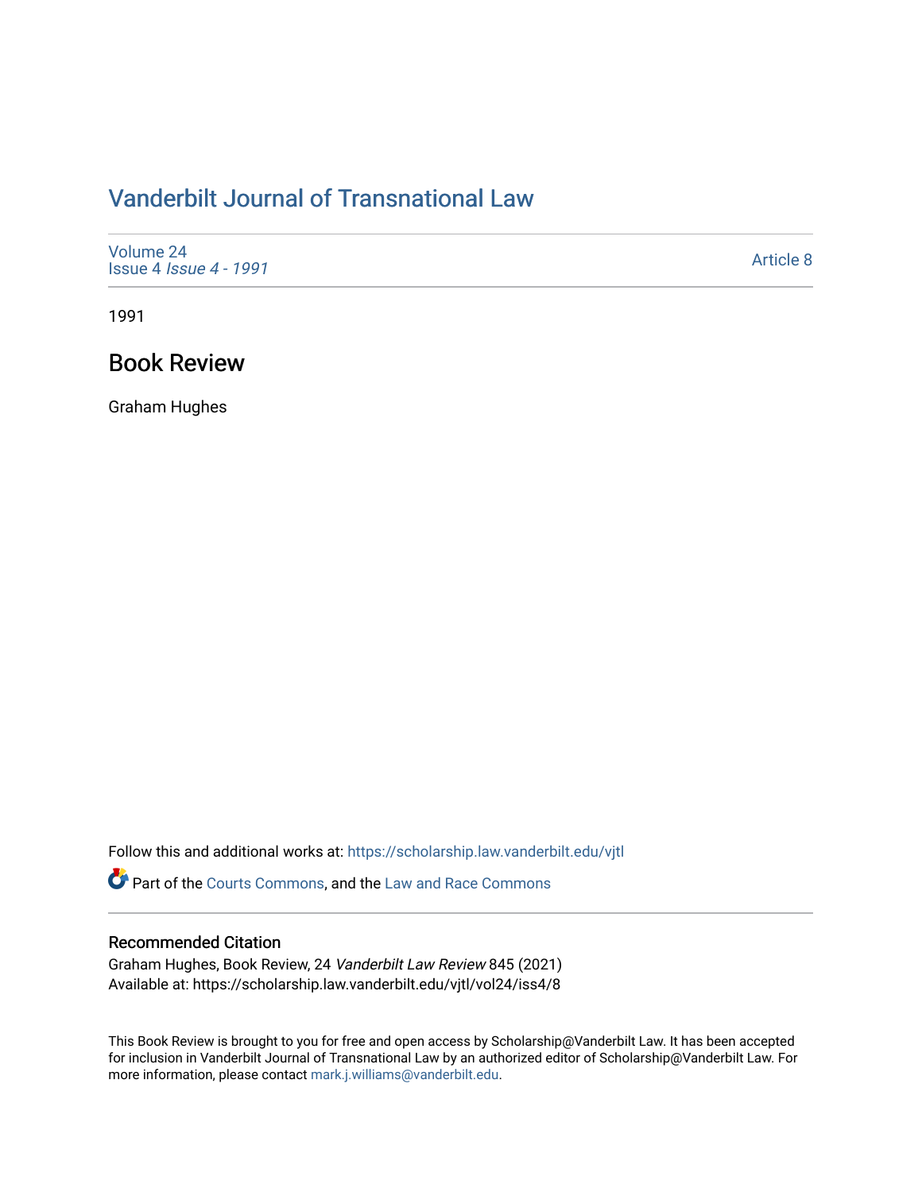# Vanderbilt Journal of Transnational Law

Volume 24
Issue 4 *Issue 4 - 1991*

Article 8

1991

## Book Review

Graham Hughes

Follow this and additional works at: https://scholarship.law.vanderbilt.edu/vjtl

Part of the Courts Commons, and the Law and Race Commons

### Recommended Citation

Graham Hughes, Book Review, 24 *Vanderbilt Law Review* 845 (2021)
Available at: https://scholarship.law.vanderbilt.edu/vjtl/vol24/iss4/8

This Book Review is brought to you for free and open access by Scholarship@Vanderbilt Law. It has been accepted for inclusion in Vanderbilt Journal of Transnational Law by an authorized editor of Scholarship@Vanderbilt Law. For more information, please contact mark.j.williams@vanderbilt.edu.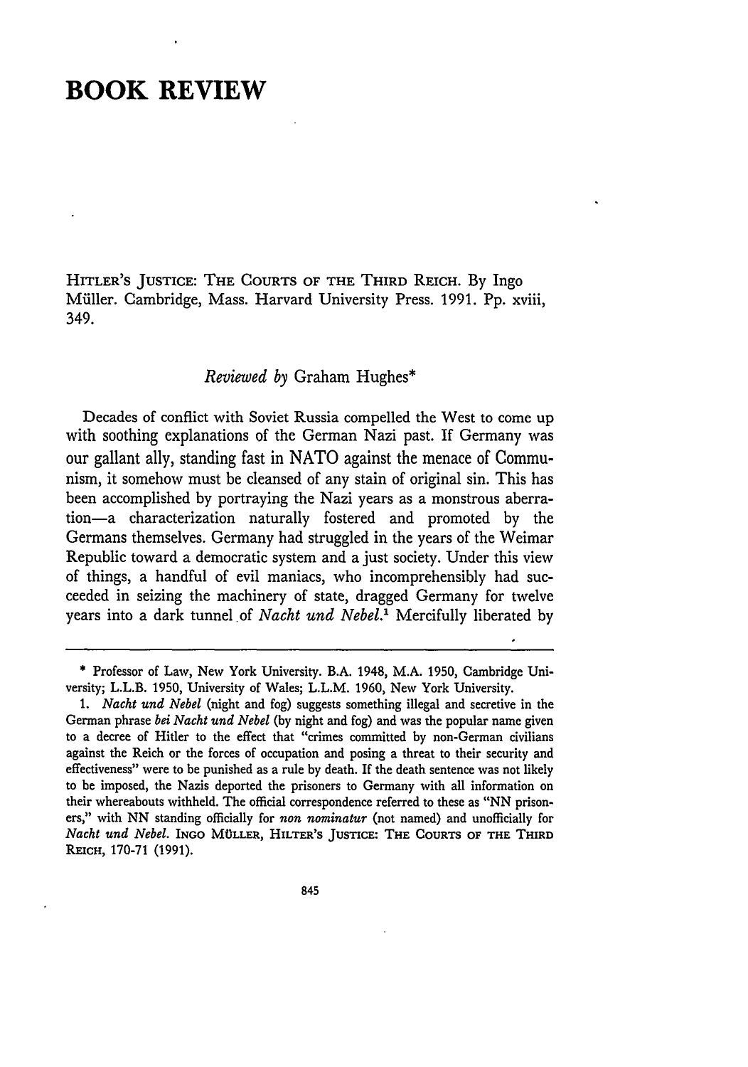# BOOK REVIEW

HITLER'S JUSTICE: THE COURTS OF THE THIRD REICH. By Ingo Müller. Cambridge, Mass. Harvard University Press. 1991. Pp. xviii, 349.

*Reviewed by* Graham Hughes*

Decades of conflict with Soviet Russia compelled the West to come up with soothing explanations of the German Nazi past. If Germany was our gallant ally, standing fast in NATO against the menace of Communism, it somehow must be cleansed of any stain of original sin. This has been accomplished by portraying the Nazi years as a monstrous aberration—a characterization naturally fostered and promoted by the Germans themselves. Germany had struggled in the years of the Weimar Republic toward a democratic system and a just society. Under this view of things, a handful of evil maniacs, who incomprehensibly had succeeded in seizing the machinery of state, dragged Germany for twelve years into a dark tunnel of *Nacht und Nebel*.[1] Mercifully liberated by

---

\* Professor of Law, New York University. B.A. 1948, M.A. 1950, Cambridge University; L.L.B. 1950, University of Wales; L.L.M. 1960, New York University.

1. *Nacht und Nebel* (night and fog) suggests something illegal and secretive in the German phrase *bei Nacht und Nebel* (by night and fog) and was the popular name given to a decree of Hitler to the effect that "crimes committed by non-German civilians against the Reich or the forces of occupation and posing a threat to their security and effectiveness" were to be punished as a rule by death. If the death sentence was not likely to be imposed, the Nazis deported the prisoners to Germany with all information on their whereabouts withheld. The official correspondence referred to these as "NN prisoners," with NN standing officially for *non nominatur* (not named) and unofficially for *Nacht und Nebel*. INGO MÜLLER, HILTER'S JUSTICE: THE COURTS OF THE THIRD REICH, 170-71 (1991).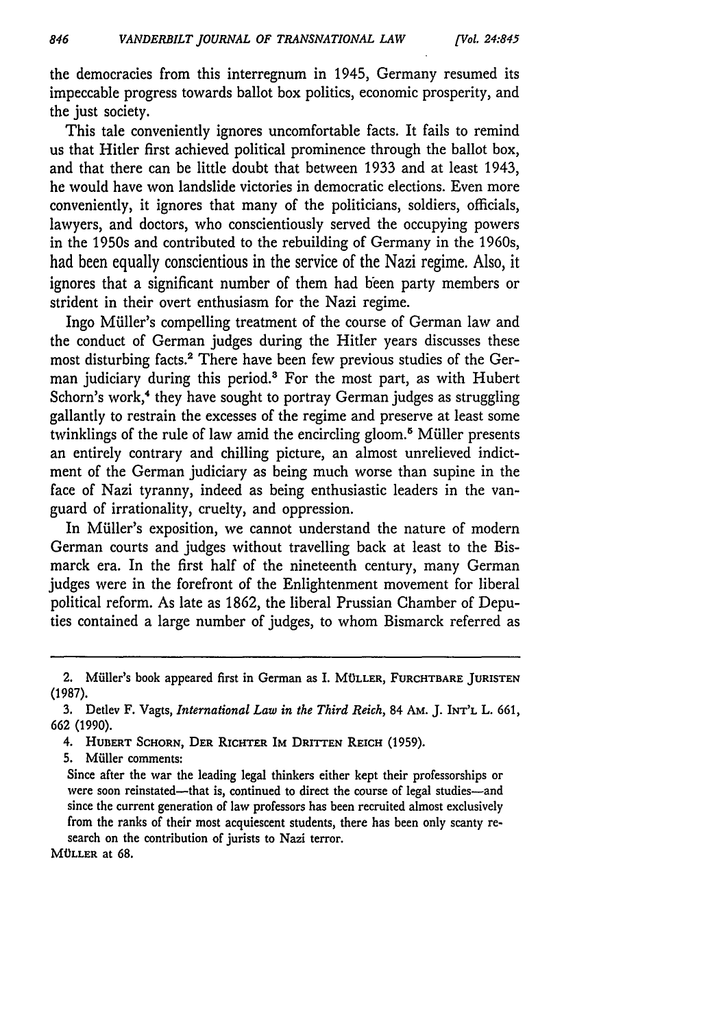the democracies from this interregnum in 1945, Germany resumed its impeccable progress towards ballot box politics, economic prosperity, and the just society.

This tale conveniently ignores uncomfortable facts. It fails to remind us that Hitler first achieved political prominence through the ballot box, and that there can be little doubt that between 1933 and at least 1943, he would have won landslide victories in democratic elections. Even more conveniently, it ignores that many of the politicians, soldiers, officials, lawyers, and doctors, who conscientiously served the occupying powers in the 1950s and contributed to the rebuilding of Germany in the 1960s, had been equally conscientious in the service of the Nazi regime. Also, it ignores that a significant number of them had been party members or strident in their overt enthusiasm for the Nazi regime.

Ingo Müller's compelling treatment of the course of German law and the conduct of German judges during the Hitler years discusses these most disturbing facts.[2] There have been few previous studies of the German judiciary during this period.[3] For the most part, as with Hubert Schorn's work,[4] they have sought to portray German judges as struggling gallantly to restrain the excesses of the regime and preserve at least some twinklings of the rule of law amid the encircling gloom.[5] Müller presents an entirely contrary and chilling picture, an almost unrelieved indictment of the German judiciary as being much worse than supine in the face of Nazi tyranny, indeed as being enthusiastic leaders in the vanguard of irrationality, cruelty, and oppression.

In Müller's exposition, we cannot understand the nature of modern German courts and judges without travelling back at least to the Bismarck era. In the first half of the nineteenth century, many German judges were in the forefront of the Enlightenment movement for liberal political reform. As late as 1862, the liberal Prussian Chamber of Deputies contained a large number of judges, to whom Bismarck referred as

---

2. Müller's book appeared first in German as I. MÜLLER, FURCHTBARE JURISTEN (1987).

3. Detlev F. Vagts, *International Law in the Third Reich*, 84 AM. J. INT'L L. 661, 662 (1990).

4. HUBERT SCHORN, DER RICHTER IM DRITTEN REICH (1959).

5. Müller comments:

> Since after the war the leading legal thinkers either kept their professorships or were soon reinstated—that is, continued to direct the course of legal studies—and since the current generation of law professors has been recruited almost exclusively from the ranks of their most acquiescent students, there has been only scanty research on the contribution of jurists to Nazi terror.

MÜLLER at 68.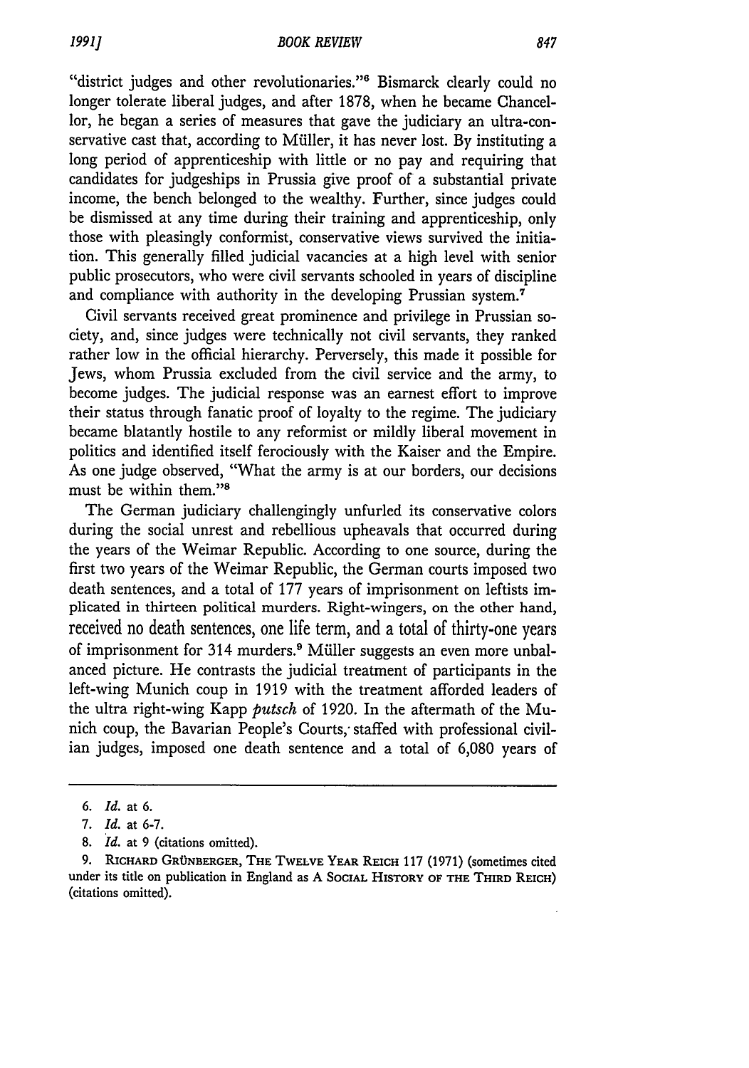"district judges and other revolutionaries."[6] Bismarck clearly could no longer tolerate liberal judges, and after 1878, when he became Chancellor, he began a series of measures that gave the judiciary an ultra-conservative cast that, according to Müller, it has never lost. By instituting a long period of apprenticeship with little or no pay and requiring that candidates for judgeships in Prussia give proof of a substantial private income, the bench belonged to the wealthy. Further, since judges could be dismissed at any time during their training and apprenticeship, only those with pleasingly conformist, conservative views survived the initiation. This generally filled judicial vacancies at a high level with senior public prosecutors, who were civil servants schooled in years of discipline and compliance with authority in the developing Prussian system.[7]

Civil servants received great prominence and privilege in Prussian society, and, since judges were technically not civil servants, they ranked rather low in the official hierarchy. Perversely, this made it possible for Jews, whom Prussia excluded from the civil service and the army, to become judges. The judicial response was an earnest effort to improve their status through fanatic proof of loyalty to the regime. The judiciary became blatantly hostile to any reformist or mildly liberal movement in politics and identified itself ferociously with the Kaiser and the Empire. As one judge observed, "What the army is at our borders, our decisions must be within them."[8]

The German judiciary challengingly unfurled its conservative colors during the social unrest and rebellious upheavals that occurred during the years of the Weimar Republic. According to one source, during the first two years of the Weimar Republic, the German courts imposed two death sentences, and a total of 177 years of imprisonment on leftists implicated in thirteen political murders. Right-wingers, on the other hand, received no death sentences, one life term, and a total of thirty-one years of imprisonment for 314 murders.[9] Müller suggests an even more unbalanced picture. He contrasts the judicial treatment of participants in the left-wing Munich coup in 1919 with the treatment afforded leaders of the ultra right-wing Kapp *putsch* of 1920. In the aftermath of the Munich coup, the Bavarian People's Courts, staffed with professional civilian judges, imposed one death sentence and a total of 6,080 years of

---

6. *Id.* at 6.

7. *Id.* at 6-7.

8. *Id.* at 9 (citations omitted).

9. RICHARD GRÜNBERGER, THE TWELVE YEAR REICH 117 (1971) (sometimes cited under its title on publication in England as A SOCIAL HISTORY OF THE THIRD REICH) (citations omitted).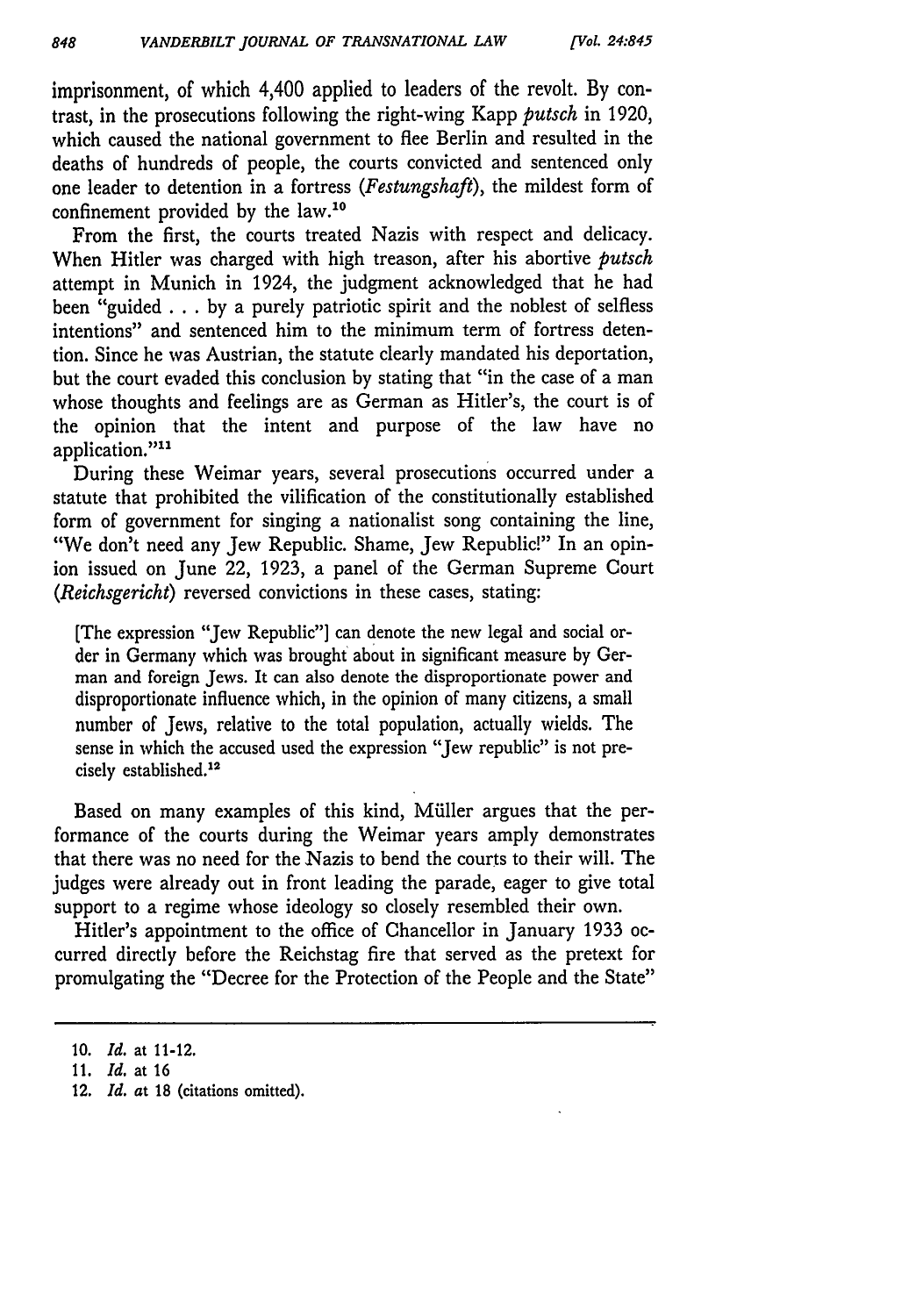imprisonment, of which 4,400 applied to leaders of the revolt. By contrast, in the prosecutions following the right-wing Kapp *putsch* in 1920, which caused the national government to flee Berlin and resulted in the deaths of hundreds of people, the courts convicted and sentenced only one leader to detention in a fortress (*Festungshaft*), the mildest form of confinement provided by the law.[10]

From the first, the courts treated Nazis with respect and delicacy. When Hitler was charged with high treason, after his abortive *putsch* attempt in Munich in 1924, the judgment acknowledged that he had been "guided . . . by a purely patriotic spirit and the noblest of selfless intentions" and sentenced him to the minimum term of fortress detention. Since he was Austrian, the statute clearly mandated his deportation, but the court evaded this conclusion by stating that "in the case of a man whose thoughts and feelings are as German as Hitler's, the court is of the opinion that the intent and purpose of the law have no application."[11]

During these Weimar years, several prosecutions occurred under a statute that prohibited the vilification of the constitutionally established form of government for singing a nationalist song containing the line, "We don't need any Jew Republic. Shame, Jew Republic!" In an opinion issued on June 22, 1923, a panel of the German Supreme Court (*Reichsgericht*) reversed convictions in these cases, stating:

> [The expression "Jew Republic"] can denote the new legal and social order in Germany which was brought about in significant measure by German and foreign Jews. It can also denote the disproportionate power and disproportionate influence which, in the opinion of many citizens, a small number of Jews, relative to the total population, actually wields. The sense in which the accused used the expression "Jew republic" is not precisely established.[12]

Based on many examples of this kind, Müller argues that the performance of the courts during the Weimar years amply demonstrates that there was no need for the Nazis to bend the courts to their will. The judges were already out in front leading the parade, eager to give total support to a regime whose ideology so closely resembled their own.

Hitler's appointment to the office of Chancellor in January 1933 occurred directly before the Reichstag fire that served as the pretext for promulgating the "Decree for the Protection of the People and the State"

---

10. *Id.* at 11-12.
11. *Id.* at 16
12. *Id.* at 18 (citations omitted).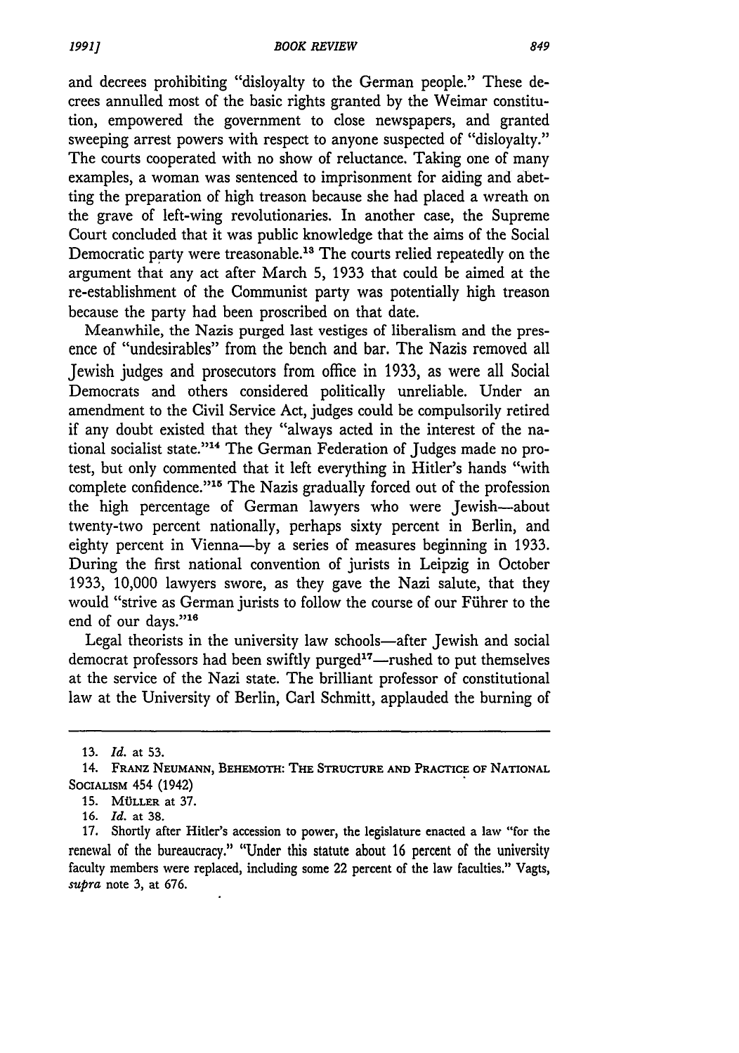and decrees prohibiting "disloyalty to the German people." These decrees annulled most of the basic rights granted by the Weimar constitution, empowered the government to close newspapers, and granted sweeping arrest powers with respect to anyone suspected of "disloyalty." The courts cooperated with no show of reluctance. Taking one of many examples, a woman was sentenced to imprisonment for aiding and abetting the preparation of high treason because she had placed a wreath on the grave of left-wing revolutionaries. In another case, the Supreme Court concluded that it was public knowledge that the aims of the Social Democratic party were treasonable.[13] The courts relied repeatedly on the argument that any act after March 5, 1933 that could be aimed at the re-establishment of the Communist party was potentially high treason because the party had been proscribed on that date.

Meanwhile, the Nazis purged last vestiges of liberalism and the presence of "undesirables" from the bench and bar. The Nazis removed all Jewish judges and prosecutors from office in 1933, as were all Social Democrats and others considered politically unreliable. Under an amendment to the Civil Service Act, judges could be compulsorily retired if any doubt existed that they "always acted in the interest of the national socialist state."[14] The German Federation of Judges made no protest, but only commented that it left everything in Hitler's hands "with complete confidence."[15] The Nazis gradually forced out of the profession the high percentage of German lawyers who were Jewish—about twenty-two percent nationally, perhaps sixty percent in Berlin, and eighty percent in Vienna—by a series of measures beginning in 1933. During the first national convention of jurists in Leipzig in October 1933, 10,000 lawyers swore, as they gave the Nazi salute, that they would "strive as German jurists to follow the course of our Führer to the end of our days."[16]

Legal theorists in the university law schools—after Jewish and social democrat professors had been swiftly purged[17]—rushed to put themselves at the service of the Nazi state. The brilliant professor of constitutional law at the University of Berlin, Carl Schmitt, applauded the burning of

---

13. *Id.* at 53.

14. FRANZ NEUMANN, BEHEMOTH: THE STRUCTURE AND PRACTICE OF NATIONAL SOCIALISM 454 (1942)

15. MÜLLER at 37.

16. *Id.* at 38.

17. Shortly after Hitler's accession to power, the legislature enacted a law "for the renewal of the bureaucracy." "Under this statute about 16 percent of the university faculty members were replaced, including some 22 percent of the law faculties." Vagts, *supra* note 3, at 676.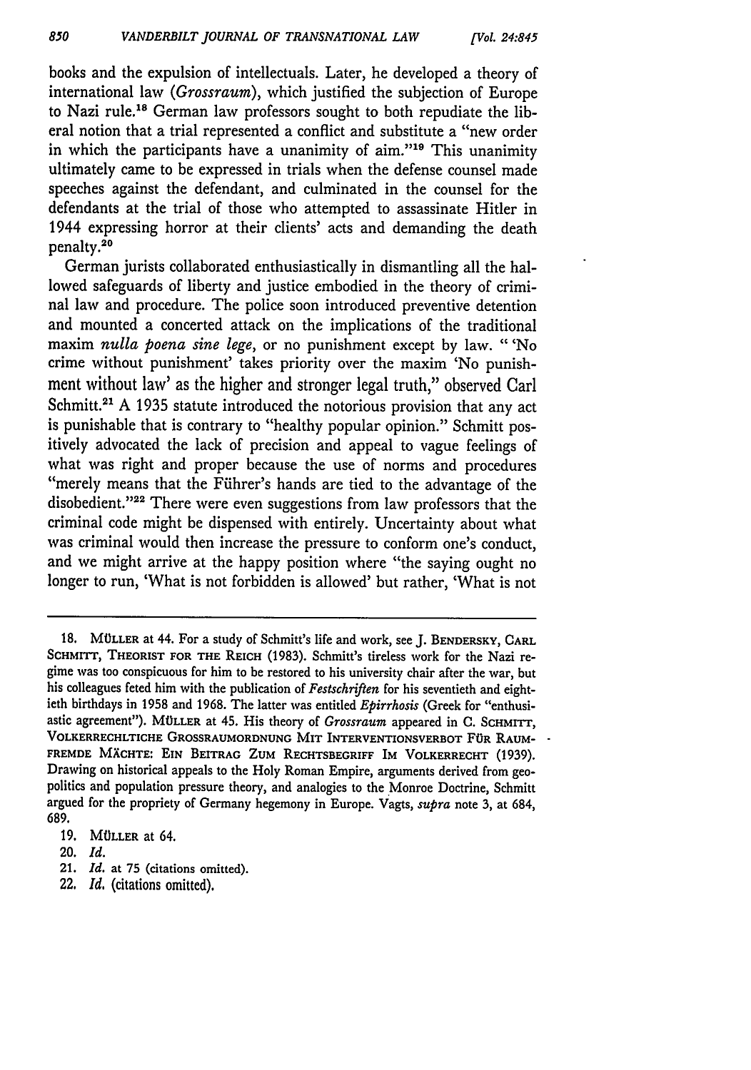books and the expulsion of intellectuals. Later, he developed a theory of international law (*Grossraum*), which justified the subjection of Europe to Nazi rule.[18] German law professors sought to both repudiate the liberal notion that a trial represented a conflict and substitute a "new order in which the participants have a unanimity of aim."[19] This unanimity ultimately came to be expressed in trials when the defense counsel made speeches against the defendant, and culminated in the counsel for the defendants at the trial of those who attempted to assassinate Hitler in 1944 expressing horror at their clients' acts and demanding the death penalty.[20]

German jurists collaborated enthusiastically in dismantling all the hallowed safeguards of liberty and justice embodied in the theory of criminal law and procedure. The police soon introduced preventive detention and mounted a concerted attack on the implications of the traditional maxim *nulla poena sine lege*, or no punishment except by law. " 'No crime without punishment' takes priority over the maxim 'No punishment without law' as the higher and stronger legal truth," observed Carl Schmitt.[21] A 1935 statute introduced the notorious provision that any act is punishable that is contrary to "healthy popular opinion." Schmitt positively advocated the lack of precision and appeal to vague feelings of what was right and proper because the use of norms and procedures "merely means that the Führer's hands are tied to the advantage of the disobedient."[22] There were even suggestions from law professors that the criminal code might be dispensed with entirely. Uncertainty about what was criminal would then increase the pressure to conform one's conduct, and we might arrive at the happy position where "the saying ought no longer to run, 'What is not forbidden is allowed' but rather, 'What is not

---

18. MÜLLER at 44. For a study of Schmitt's life and work, see J. BENDERSKY, CARL SCHMITT, THEORIST FOR THE REICH (1983). Schmitt's tireless work for the Nazi regime was too conspicuous for him to be restored to his university chair after the war, but his colleagues feted him with the publication of *Festschriften* for his seventieth and eightieth birthdays in 1958 and 1968. The latter was entitled *Epirrhosis* (Greek for "enthusiastic agreement"). MÜLLER at 45. His theory of *Grossraum* appeared in C. SCHMITT, VOLKERRECHLTICHE GROSSRAUMORDNUNG MIT INTERVENTIONSVERBOT FÜR RAUMFREMDE MÄCHTE: EIN BEITRAG ZUM RECHTSBEGRIFF IM VOLKERRECHT (1939). Drawing on historical appeals to the Holy Roman Empire, arguments derived from geopolitics and population pressure theory, and analogies to the Monroe Doctrine, Schmitt argued for the propriety of Germany hegemony in Europe. Vagts, *supra* note 3, at 684, 689.

19. MÜLLER at 64.

20. *Id.*

21. *Id.* at 75 (citations omitted).

22. *Id.* (citations omitted).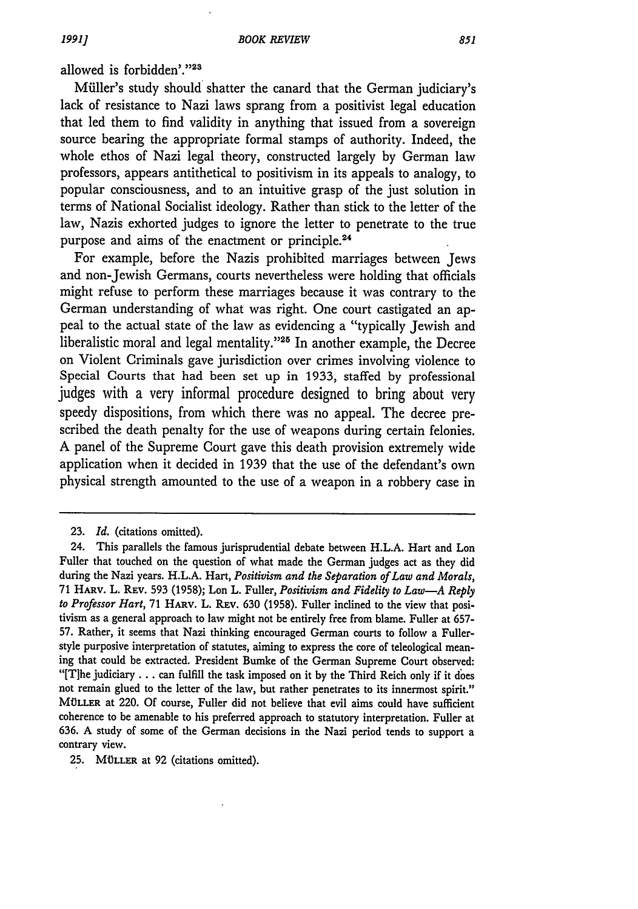allowed is forbidden'."[23]

Müller's study should shatter the canard that the German judiciary's lack of resistance to Nazi laws sprang from a positivist legal education that led them to find validity in anything that issued from a sovereign source bearing the appropriate formal stamps of authority. Indeed, the whole ethos of Nazi legal theory, constructed largely by German law professors, appears antithetical to positivism in its appeals to analogy, to popular consciousness, and to an intuitive grasp of the just solution in terms of National Socialist ideology. Rather than stick to the letter of the law, Nazis exhorted judges to ignore the letter to penetrate to the true purpose and aims of the enactment or principle.[24]

For example, before the Nazis prohibited marriages between Jews and non-Jewish Germans, courts nevertheless were holding that officials might refuse to perform these marriages because it was contrary to the German understanding of what was right. One court castigated an appeal to the actual state of the law as evidencing a "typically Jewish and liberalistic moral and legal mentality."[25] In another example, the Decree on Violent Criminals gave jurisdiction over crimes involving violence to Special Courts that had been set up in 1933, staffed by professional judges with a very informal procedure designed to bring about very speedy dispositions, from which there was no appeal. The decree prescribed the death penalty for the use of weapons during certain felonies. A panel of the Supreme Court gave this death provision extremely wide application when it decided in 1939 that the use of the defendant's own physical strength amounted to the use of a weapon in a robbery case in

---

23. *Id.* (citations omitted).

24. This parallels the famous jurisprudential debate between H.L.A. Hart and Lon Fuller that touched on the question of what made the German judges act as they did during the Nazi years. H.L.A. Hart, *Positivism and the Separation of Law and Morals*, 71 HARV. L. REV. 593 (1958); Lon L. Fuller, *Positivism and Fidelity to Law—A Reply to Professor Hart*, 71 HARV. L. REV. 630 (1958). Fuller inclined to the view that positivism as a general approach to law might not be entirely free from blame. Fuller at 657-57. Rather, it seems that Nazi thinking encouraged German courts to follow a Fuller-style purposive interpretation of statutes, aiming to express the core of teleological meaning that could be extracted. President Bumke of the German Supreme Court observed: "[T]he judiciary . . . can fulfill the task imposed on it by the Third Reich only if it does not remain glued to the letter of the law, but rather penetrates to its innermost spirit." MÜLLER at 220. Of course, Fuller did not believe that evil aims could have sufficient coherence to be amenable to his preferred approach to statutory interpretation. Fuller at 636. A study of some of the German decisions in the Nazi period tends to support a contrary view.

25. MÜLLER at 92 (citations omitted).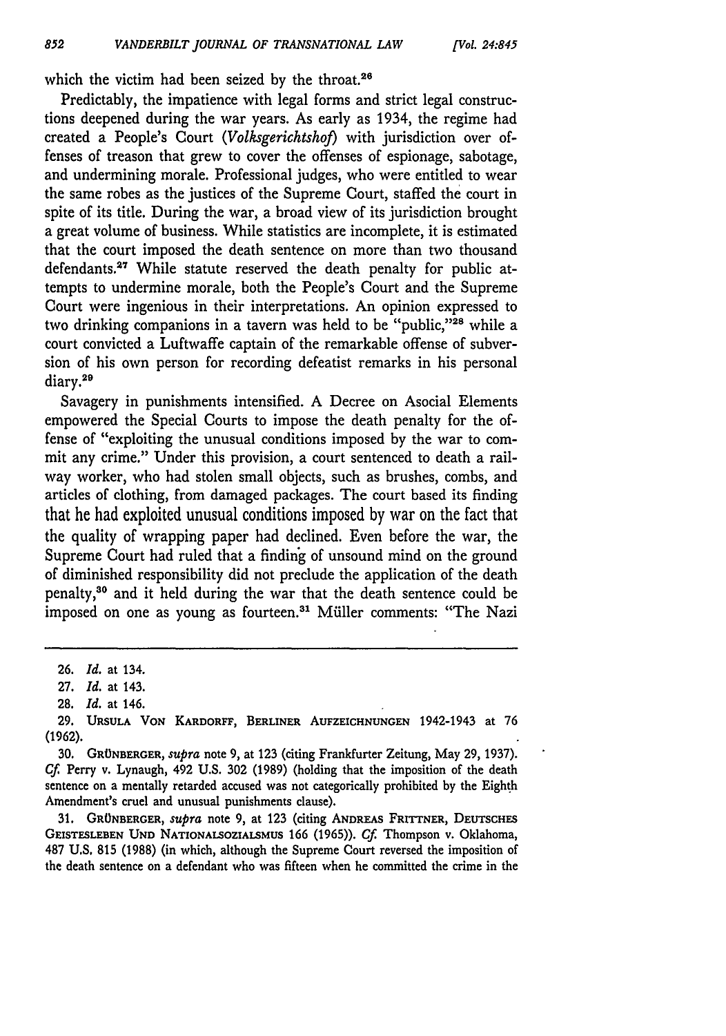which the victim had been seized by the throat.[26]

Predictably, the impatience with legal forms and strict legal constructions deepened during the war years. As early as 1934, the regime had created a People's Court (*Volksgerichtshof*) with jurisdiction over offenses of treason that grew to cover the offenses of espionage, sabotage, and undermining morale. Professional judges, who were entitled to wear the same robes as the justices of the Supreme Court, staffed the court in spite of its title. During the war, a broad view of its jurisdiction brought a great volume of business. While statistics are incomplete, it is estimated that the court imposed the death sentence on more than two thousand defendants.[27] While statute reserved the death penalty for public attempts to undermine morale, both the People's Court and the Supreme Court were ingenious in their interpretations. An opinion expressed to two drinking companions in a tavern was held to be "public,"[28] while a court convicted a Luftwaffe captain of the remarkable offense of subversion of his own person for recording defeatist remarks in his personal diary.[29]

Savagery in punishments intensified. A Decree on Asocial Elements empowered the Special Courts to impose the death penalty for the offense of "exploiting the unusual conditions imposed by the war to commit any crime." Under this provision, a court sentenced to death a railway worker, who had stolen small objects, such as brushes, combs, and articles of clothing, from damaged packages. The court based its finding that he had exploited unusual conditions imposed by war on the fact that the quality of wrapping paper had declined. Even before the war, the Supreme Court had ruled that a finding of unsound mind on the ground of diminished responsibility did not preclude the application of the death penalty,[30] and it held during the war that the death sentence could be imposed on one as young as fourteen.[31] Müller comments: "The Nazi

---

26. *Id.* at 134.

27. *Id.* at 143.

28. *Id.* at 146.

29. URSULA VON KARDORFF, BERLINER AUFZEICHNUNGEN 1942-1943 at 76 (1962).

30. GRÜNBERGER, *supra* note 9, at 123 (citing Frankfurter Zeitung, May 29, 1937). *Cf.* Perry v. Lynaugh, 492 U.S. 302 (1989) (holding that the imposition of the death sentence on a mentally retarded accused was not categorically prohibited by the Eighth Amendment's cruel and unusual punishments clause).

31. GRÜNBERGER, *supra* note 9, at 123 (citing ANDREAS FRITTNER, DEUTSCHES GEISTESLEBEN UND NATIONALSOZIALSMUS 166 (1965)). *Cf.* Thompson v. Oklahoma, 487 U.S. 815 (1988) (in which, although the Supreme Court reversed the imposition of the death sentence on a defendant who was fifteen when he committed the crime in the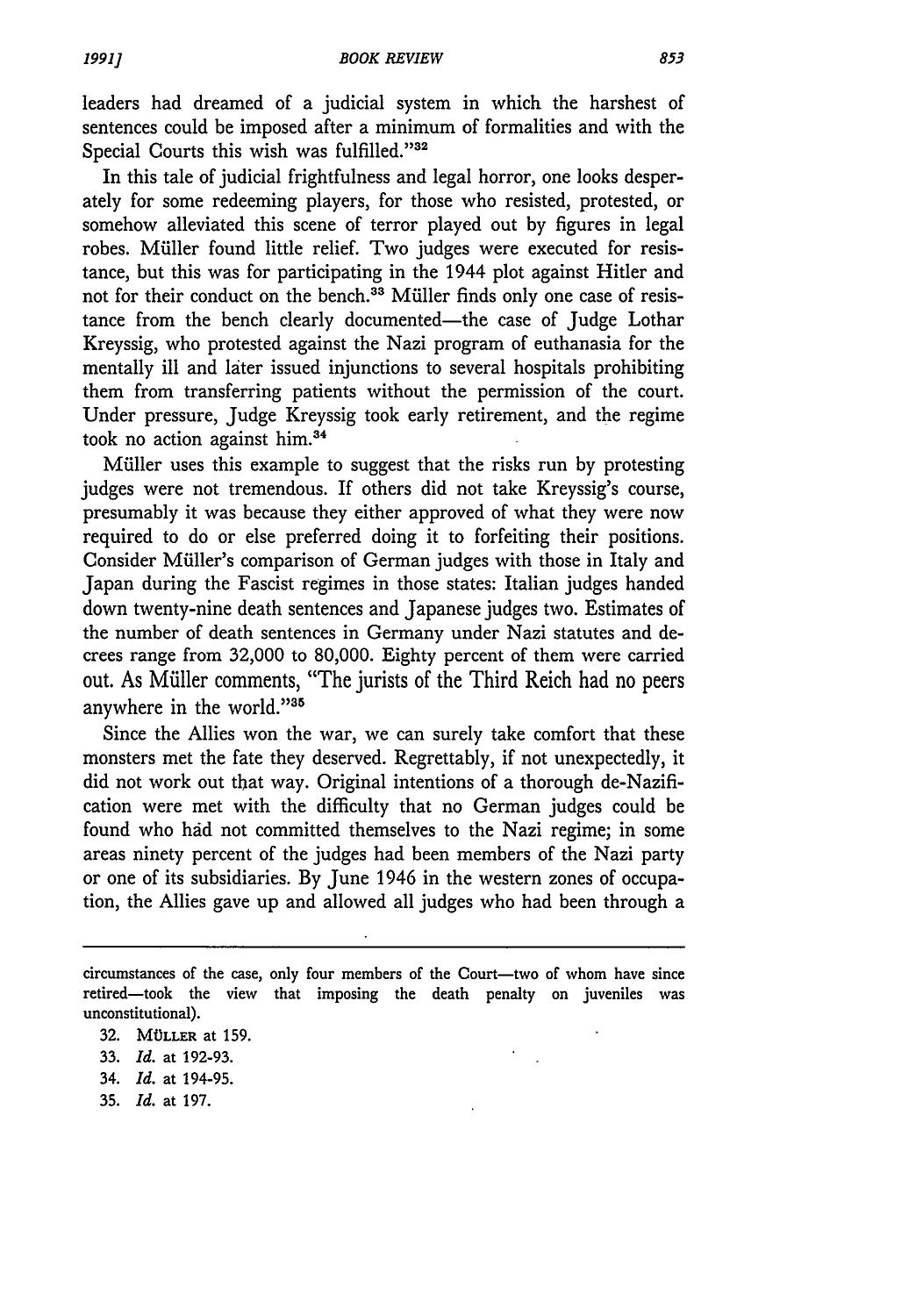leaders had dreamed of a judicial system in which the harshest of sentences could be imposed after a minimum of formalities and with the Special Courts this wish was fulfilled."[32]

In this tale of judicial frightfulness and legal horror, one looks desperately for some redeeming players, for those who resisted, protested, or somehow alleviated this scene of terror played out by figures in legal robes. Müller found little relief. Two judges were executed for resistance, but this was for participating in the 1944 plot against Hitler and not for their conduct on the bench.[33] Müller finds only one case of resistance from the bench clearly documented—the case of Judge Lothar Kreyssig, who protested against the Nazi program of euthanasia for the mentally ill and later issued injunctions to several hospitals prohibiting them from transferring patients without the permission of the court. Under pressure, Judge Kreyssig took early retirement, and the regime took no action against him.[34]

Müller uses this example to suggest that the risks run by protesting judges were not tremendous. If others did not take Kreyssig's course, presumably it was because they either approved of what they were now required to do or else preferred doing it to forfeiting their positions. Consider Müller's comparison of German judges with those in Italy and Japan during the Fascist regimes in those states: Italian judges handed down twenty-nine death sentences and Japanese judges two. Estimates of the number of death sentences in Germany under Nazi statutes and decrees range from 32,000 to 80,000. Eighty percent of them were carried out. As Müller comments, "The jurists of the Third Reich had no peers anywhere in the world."[35]

Since the Allies won the war, we can surely take comfort that these monsters met the fate they deserved. Regrettably, if not unexpectedly, it did not work out that way. Original intentions of a thorough de-Nazification were met with the difficulty that no German judges could be found who had not committed themselves to the Nazi regime; in some areas ninety percent of the judges had been members of the Nazi party or one of its subsidiaries. By June 1946 in the western zones of occupation, the Allies gave up and allowed all judges who had been through a

---

circumstances of the case, only four members of the Court—two of whom have since retired—took the view that imposing the death penalty on juveniles was unconstitutional).

32. MÜLLER at 159.
33. *Id.* at 192-93.
34. *Id.* at 194-95.
35. *Id.* at 197.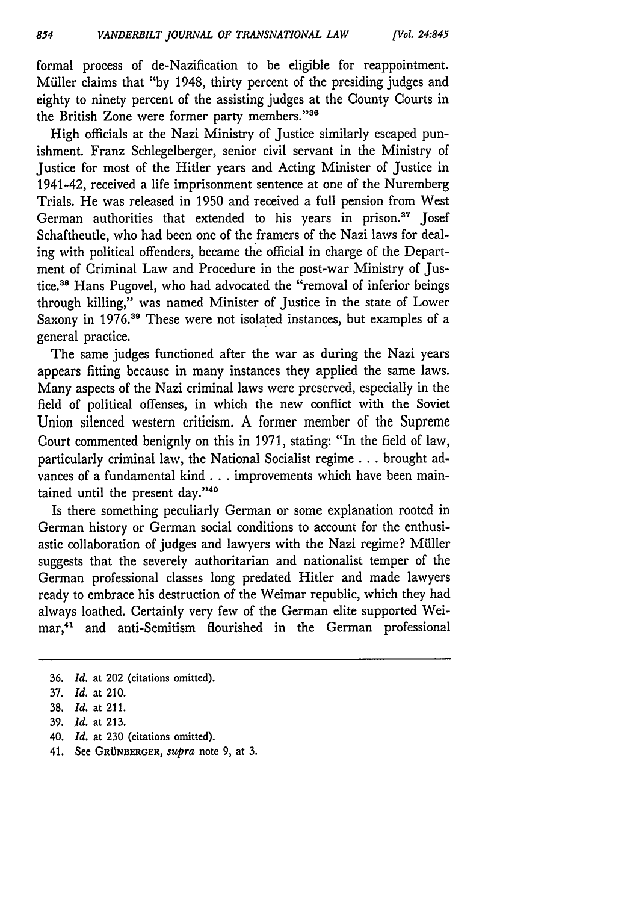formal process of de-Nazification to be eligible for reappointment. Müller claims that "by 1948, thirty percent of the presiding judges and eighty to ninety percent of the assisting judges at the County Courts in the British Zone were former party members."[36]

High officials at the Nazi Ministry of Justice similarly escaped punishment. Franz Schlegelberger, senior civil servant in the Ministry of Justice for most of the Hitler years and Acting Minister of Justice in 1941-42, received a life imprisonment sentence at one of the Nuremberg Trials. He was released in 1950 and received a full pension from West German authorities that extended to his years in prison.[37] Josef Schaftheutle, who had been one of the framers of the Nazi laws for dealing with political offenders, became the official in charge of the Department of Criminal Law and Procedure in the post-war Ministry of Justice.[38] Hans Pugovel, who had advocated the "removal of inferior beings through killing," was named Minister of Justice in the state of Lower Saxony in 1976.[39] These were not isolated instances, but examples of a general practice.

The same judges functioned after the war as during the Nazi years appears fitting because in many instances they applied the same laws. Many aspects of the Nazi criminal laws were preserved, especially in the field of political offenses, in which the new conflict with the Soviet Union silenced western criticism. A former member of the Supreme Court commented benignly on this in 1971, stating: "In the field of law, particularly criminal law, the National Socialist regime . . . brought advances of a fundamental kind . . . improvements which have been maintained until the present day."[40]

Is there something peculiarly German or some explanation rooted in German history or German social conditions to account for the enthusiastic collaboration of judges and lawyers with the Nazi regime? Müller suggests that the severely authoritarian and nationalist temper of the German professional classes long predated Hitler and made lawyers ready to embrace his destruction of the Weimar republic, which they had always loathed. Certainly very few of the German elite supported Weimar,[41] and anti-Semitism flourished in the German professional

---

36. *Id.* at 202 (citations omitted).
37. *Id.* at 210.
38. *Id.* at 211.
39. *Id.* at 213.
40. *Id.* at 230 (citations omitted).
41. See GRÜNBERGER, *supra* note 9, at 3.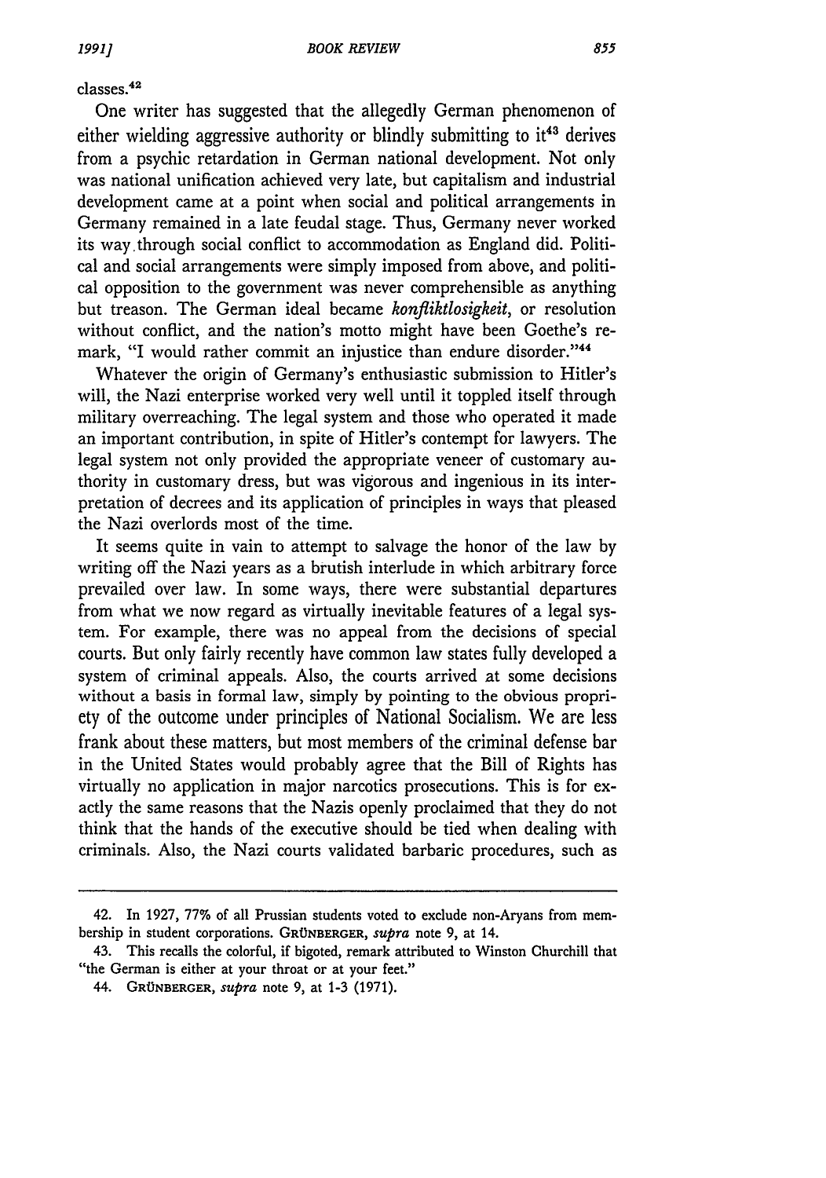classes.[42]

One writer has suggested that the allegedly German phenomenon of either wielding aggressive authority or blindly submitting to it[43] derives from a psychic retardation in German national development. Not only was national unification achieved very late, but capitalism and industrial development came at a point when social and political arrangements in Germany remained in a late feudal stage. Thus, Germany never worked its way through social conflict to accommodation as England did. Political and social arrangements were simply imposed from above, and political opposition to the government was never comprehensible as anything but treason. The German ideal became *konfliktlosigkeit*, or resolution without conflict, and the nation's motto might have been Goethe's remark, "I would rather commit an injustice than endure disorder."[44]

Whatever the origin of Germany's enthusiastic submission to Hitler's will, the Nazi enterprise worked very well until it toppled itself through military overreaching. The legal system and those who operated it made an important contribution, in spite of Hitler's contempt for lawyers. The legal system not only provided the appropriate veneer of customary authority in customary dress, but was vigorous and ingenious in its interpretation of decrees and its application of principles in ways that pleased the Nazi overlords most of the time.

It seems quite in vain to attempt to salvage the honor of the law by writing off the Nazi years as a brutish interlude in which arbitrary force prevailed over law. In some ways, there were substantial departures from what we now regard as virtually inevitable features of a legal system. For example, there was no appeal from the decisions of special courts. But only fairly recently have common law states fully developed a system of criminal appeals. Also, the courts arrived at some decisions without a basis in formal law, simply by pointing to the obvious propriety of the outcome under principles of National Socialism. We are less frank about these matters, but most members of the criminal defense bar in the United States would probably agree that the Bill of Rights has virtually no application in major narcotics prosecutions. This is for exactly the same reasons that the Nazis openly proclaimed that they do not think that the hands of the executive should be tied when dealing with criminals. Also, the Nazi courts validated barbaric procedures, such as

---

42. In 1927, 77% of all Prussian students voted to exclude non-Aryans from membership in student corporations. GRÜNBERGER, *supra* note 9, at 14.

43. This recalls the colorful, if bigoted, remark attributed to Winston Churchill that "the German is either at your throat or at your feet."

44. GRÜNBERGER, *supra* note 9, at 1-3 (1971).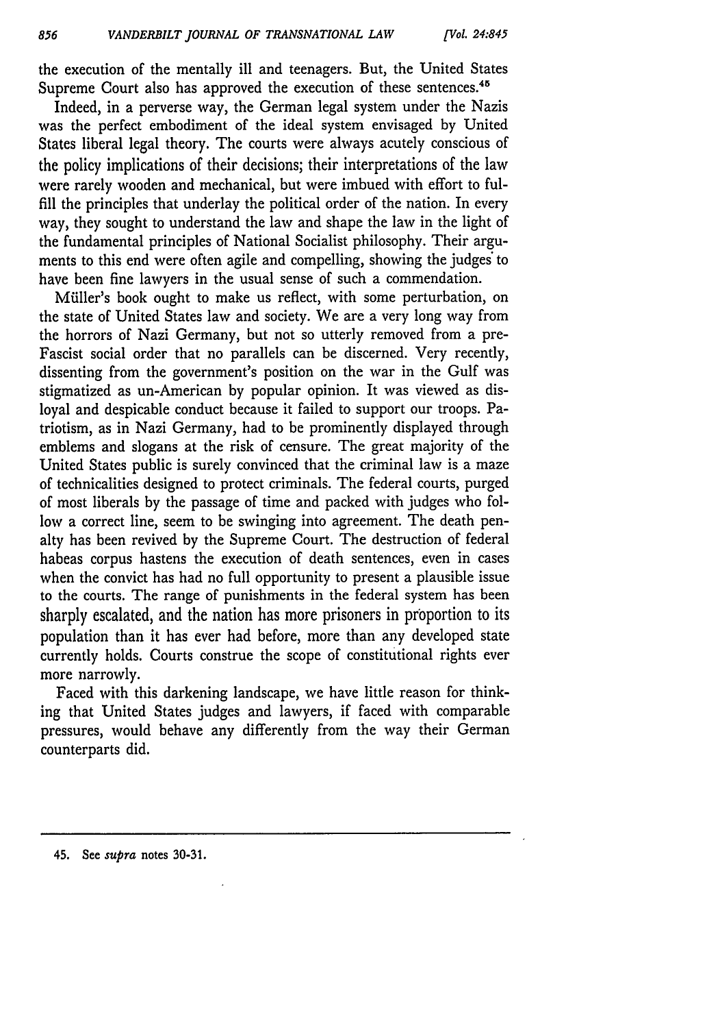the execution of the mentally ill and teenagers. But, the United States Supreme Court also has approved the execution of these sentences.[45]

Indeed, in a perverse way, the German legal system under the Nazis was the perfect embodiment of the ideal system envisaged by United States liberal legal theory. The courts were always acutely conscious of the policy implications of their decisions; their interpretations of the law were rarely wooden and mechanical, but were imbued with effort to fulfill the principles that underlay the political order of the nation. In every way, they sought to understand the law and shape the law in the light of the fundamental principles of National Socialist philosophy. Their arguments to this end were often agile and compelling, showing the judges to have been fine lawyers in the usual sense of such a commendation.

Müller's book ought to make us reflect, with some perturbation, on the state of United States law and society. We are a very long way from the horrors of Nazi Germany, but not so utterly removed from a pre-Fascist social order that no parallels can be discerned. Very recently, dissenting from the government's position on the war in the Gulf was stigmatized as un-American by popular opinion. It was viewed as disloyal and despicable conduct because it failed to support our troops. Patriotism, as in Nazi Germany, had to be prominently displayed through emblems and slogans at the risk of censure. The great majority of the United States public is surely convinced that the criminal law is a maze of technicalities designed to protect criminals. The federal courts, purged of most liberals by the passage of time and packed with judges who follow a correct line, seem to be swinging into agreement. The death penalty has been revived by the Supreme Court. The destruction of federal habeas corpus hastens the execution of death sentences, even in cases when the convict has had no full opportunity to present a plausible issue to the courts. The range of punishments in the federal system has been sharply escalated, and the nation has more prisoners in proportion to its population than it has ever had before, more than any developed state currently holds. Courts construe the scope of constitutional rights ever more narrowly.

Faced with this darkening landscape, we have little reason for thinking that United States judges and lawyers, if faced with comparable pressures, would behave any differently from the way their German counterparts did.

---

45. See *supra* notes 30-31.